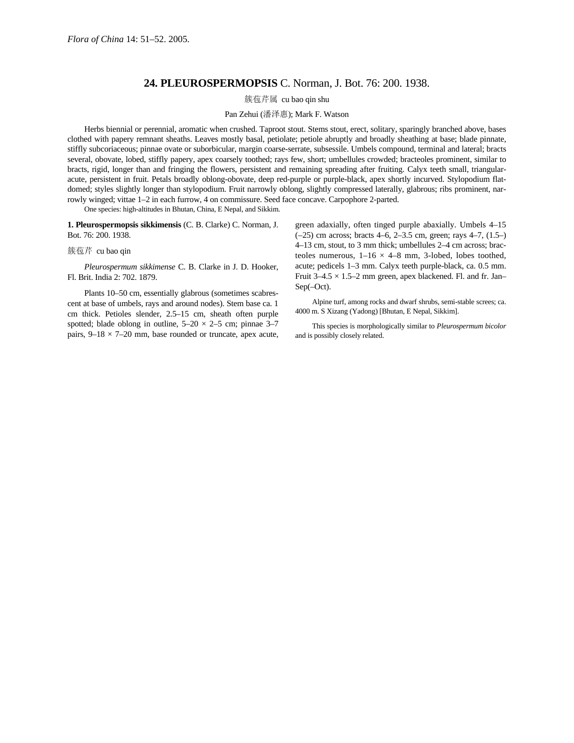*Flora of China* 14: 51–52. 2005.

# 24. PLEUROSPERMOPSIS C. Norman, J. Bot. 76: 200. 1938.

簇苞芹属 cu bao qin shu

Pan Zehui (潘泽惠); Mark F. Watson

Herbs biennial or perennial, aromatic when crushed. Taproot stout. Stems stout, erect, solitary, sparingly branched above, bases clothed with papery remnant sheaths. Leaves mostly basal, petiolate; petiole abruptly and broadly sheathing at base; blade pinnate, stiffly subcoriaceous; pinnae ovate or suborbicular, margin coarse-serrate, subsessile. Umbels compound, terminal and lateral; bracts several, obovate, lobed, stiffly papery, apex coarsely toothed; rays few, short; umbellules crowded; bracteoles prominent, similar to bracts, rigid, longer than and fringing the flowers, persistent and remaining spreading after fruiting. Calyx teeth small, triangular-acute, persistent in fruit. Petals broadly oblong-obovate, deep red-purple or purple-black, apex shortly incurved. Stylopodium flat-domed; styles slightly longer than stylopodium. Fruit narrowly oblong, slightly compressed laterally, glabrous; ribs prominent, narrowly winged; vittae 1–2 in each furrow, 4 on commissure. Seed face concave. Carpophore 2-parted.

One species: high-altitudes in Bhutan, China, E Nepal, and Sikkim.

**1. Pleurospermopsis sikkimensis** (C. B. Clarke) C. Norman, J. Bot. 76: 200. 1938.

簇苞芹 cu bao qin

*Pleurospermum sikkimense* C. B. Clarke in J. D. Hooker, Fl. Brit. India 2: 702. 1879.

Plants 10–50 cm, essentially glabrous (sometimes scabrescent at base of umbels, rays and around nodes). Stem base ca. 1 cm thick. Petioles slender, 2.5–15 cm, sheath often purple spotted; blade oblong in outline, 5–20 × 2–5 cm; pinnae 3–7 pairs, 9–18 × 7–20 mm, base rounded or truncate, apex acute, green adaxially, often tinged purple abaxially. Umbels 4–15 (–25) cm across; bracts 4–6, 2–3.5 cm, green; rays 4–7, (1.5–) 4–13 cm, stout, to 3 mm thick; umbellules 2–4 cm across; bracteoles numerous, 1–16 × 4–8 mm, 3-lobed, lobes toothed, acute; pedicels 1–3 mm. Calyx teeth purple-black, ca. 0.5 mm. Fruit 3–4.5 × 1.5–2 mm green, apex blackened. Fl. and fr. Jan–Sep(–Oct).

Alpine turf, among rocks and dwarf shrubs, semi-stable screes; ca. 4000 m. S Xizang (Yadong) [Bhutan, E Nepal, Sikkim].

This species is morphologically similar to *Pleurospermum bicolor* and is possibly closely related.